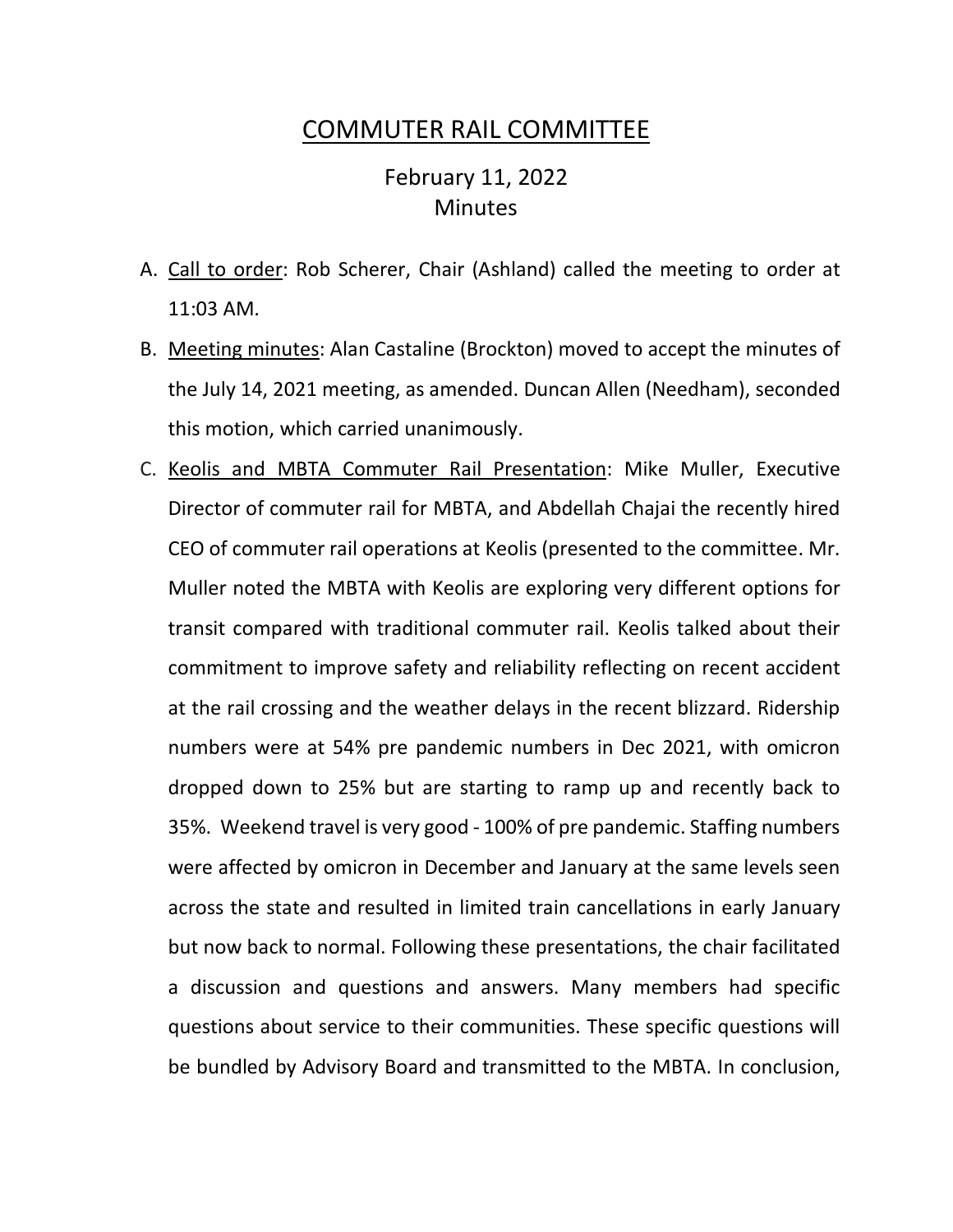# COMMUTER RAIL COMMITTEE

## February 11, 2022
## Minutes

A. <u>Call to order</u>: Rob Scherer, Chair (Ashland) called the meeting to order at 11:03 AM.

B. <u>Meeting minutes</u>: Alan Castaline (Brockton) moved to accept the minutes of the July 14, 2021 meeting, as amended. Duncan Allen (Needham), seconded this motion, which carried unanimously.

C. <u>Keolis and MBTA Commuter Rail Presentation</u>: Mike Muller, Executive Director of commuter rail for MBTA, and Abdellah Chajai the recently hired CEO of commuter rail operations at Keolis (presented to the committee. Mr. Muller noted the MBTA with Keolis are exploring very different options for transit compared with traditional commuter rail. Keolis talked about their commitment to improve safety and reliability reflecting on recent accident at the rail crossing and the weather delays in the recent blizzard. Ridership numbers were at 54% pre pandemic numbers in Dec 2021, with omicron dropped down to 25% but are starting to ramp up and recently back to 35%. Weekend travel is very good - 100% of pre pandemic. Staffing numbers were affected by omicron in December and January at the same levels seen across the state and resulted in limited train cancellations in early January but now back to normal. Following these presentations, the chair facilitated a discussion and questions and answers. Many members had specific questions about service to their communities. These specific questions will be bundled by Advisory Board and transmitted to the MBTA. In conclusion,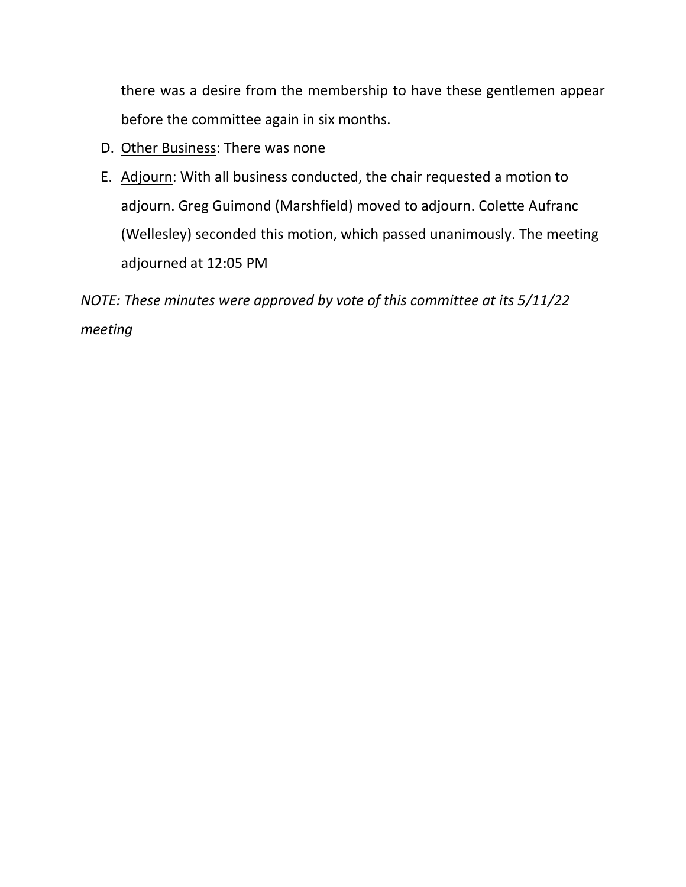there was a desire from the membership to have these gentlemen appear before the committee again in six months.

D. Other Business: There was none

E. Adjourn: With all business conducted, the chair requested a motion to adjourn. Greg Guimond (Marshfield) moved to adjourn. Colette Aufranc (Wellesley) seconded this motion, which passed unanimously. The meeting adjourned at 12:05 PM

*NOTE: These minutes were approved by vote of this committee at its 5/11/22 meeting*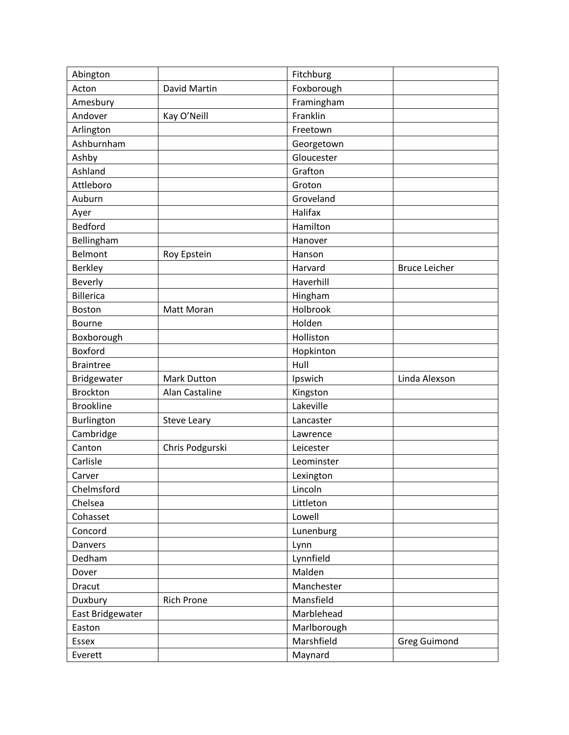| Abington | | Fitchburg | |
|---|---|---|---|
| Acton | David Martin | Foxborough | |
| Amesbury | | Framingham | |
| Andover | Kay O'Neill | Franklin | |
| Arlington | | Freetown | |
| Ashburnham | | Georgetown | |
| Ashby | | Gloucester | |
| Ashland | | Grafton | |
| Attleboro | | Groton | |
| Auburn | | Groveland | |
| Ayer | | Halifax | |
| Bedford | | Hamilton | |
| Bellingham | | Hanover | |
| Belmont | Roy Epstein | Hanson | |
| Berkley | | Harvard | Bruce Leicher |
| Beverly | | Haverhill | |
| Billerica | | Hingham | |
| Boston | Matt Moran | Holbrook | |
| Bourne | | Holden | |
| Boxborough | | Holliston | |
| Boxford | | Hopkinton | |
| Braintree | | Hull | |
| Bridgewater | Mark Dutton | Ipswich | Linda Alexson |
| Brockton | Alan Castaline | Kingston | |
| Brookline | | Lakeville | |
| Burlington | Steve Leary | Lancaster | |
| Cambridge | | Lawrence | |
| Canton | Chris Podgurski | Leicester | |
| Carlisle | | Leominster | |
| Carver | | Lexington | |
| Chelmsford | | Lincoln | |
| Chelsea | | Littleton | |
| Cohasset | | Lowell | |
| Concord | | Lunenburg | |
| Danvers | | Lynn | |
| Dedham | | Lynnfield | |
| Dover | | Malden | |
| Dracut | | Manchester | |
| Duxbury | Rich Prone | Mansfield | |
| East Bridgewater | | Marblehead | |
| Easton | | Marlborough | |
| Essex | | Marshfield | Greg Guimond |
| Everett | | Maynard | |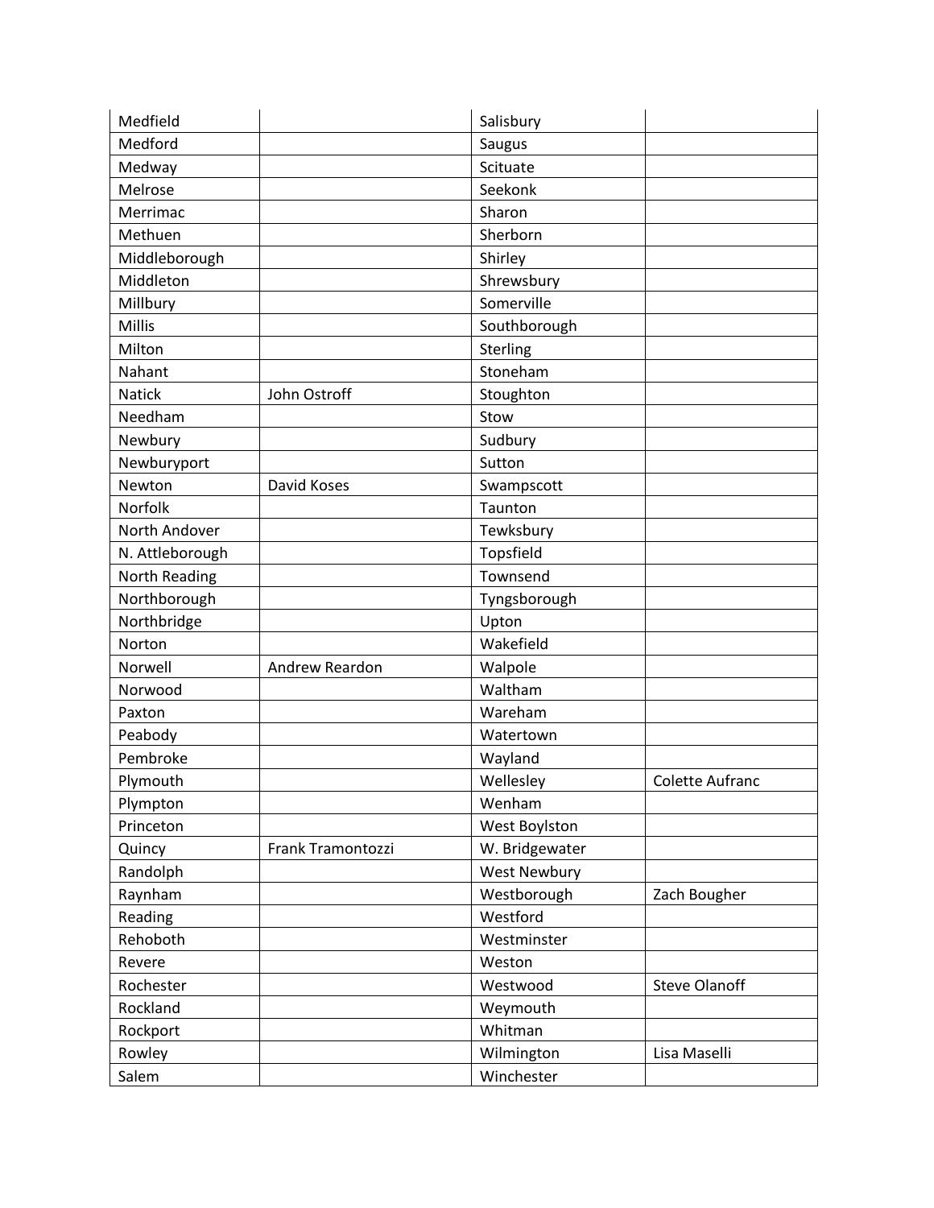| Medfield | | Salisbury | |
|---|---|---|---|
| Medford | | Saugus | |
| Medway | | Scituate | |
| Melrose | | Seekonk | |
| Merrimac | | Sharon | |
| Methuen | | Sherborn | |
| Middleborough | | Shirley | |
| Middleton | | Shrewsbury | |
| Millbury | | Somerville | |
| Millis | | Southborough | |
| Milton | | Sterling | |
| Nahant | | Stoneham | |
| Natick | John Ostroff | Stoughton | |
| Needham | | Stow | |
| Newbury | | Sudbury | |
| Newburyport | | Sutton | |
| Newton | David Koses | Swampscott | |
| Norfolk | | Taunton | |
| North Andover | | Tewksbury | |
| N. Attleborough | | Topsfield | |
| North Reading | | Townsend | |
| Northborough | | Tyngsborough | |
| Northbridge | | Upton | |
| Norton | | Wakefield | |
| Norwell | Andrew Reardon | Walpole | |
| Norwood | | Waltham | |
| Paxton | | Wareham | |
| Peabody | | Watertown | |
| Pembroke | | Wayland | |
| Plymouth | | Wellesley | Colette Aufranc |
| Plympton | | Wenham | |
| Princeton | | West Boylston | |
| Quincy | Frank Tramontozzi | W. Bridgewater | |
| Randolph | | West Newbury | |
| Raynham | | Westborough | Zach Bougher |
| Reading | | Westford | |
| Rehoboth | | Westminster | |
| Revere | | Weston | |
| Rochester | | Westwood | Steve Olanoff |
| Rockland | | Weymouth | |
| Rockport | | Whitman | |
| Rowley | | Wilmington | Lisa Maselli |
| Salem | | Winchester | |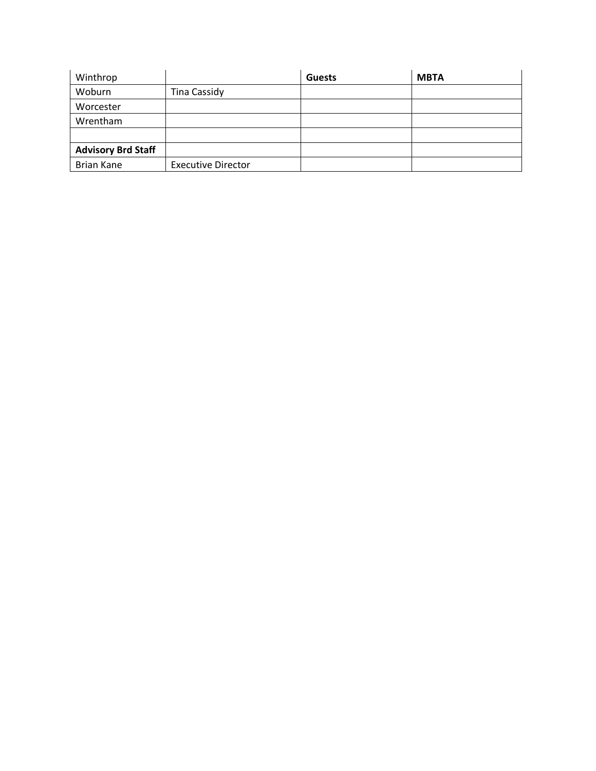| | | | |
|---|---|---|---|
| Winthrop | | **Guests** | **MBTA** |
| Woburn | Tina Cassidy | | |
| Worcester | | | |
| Wrentham | | | |
| | | | |
| **Advisory Brd Staff** | | | |
| Brian Kane | Executive Director | | |